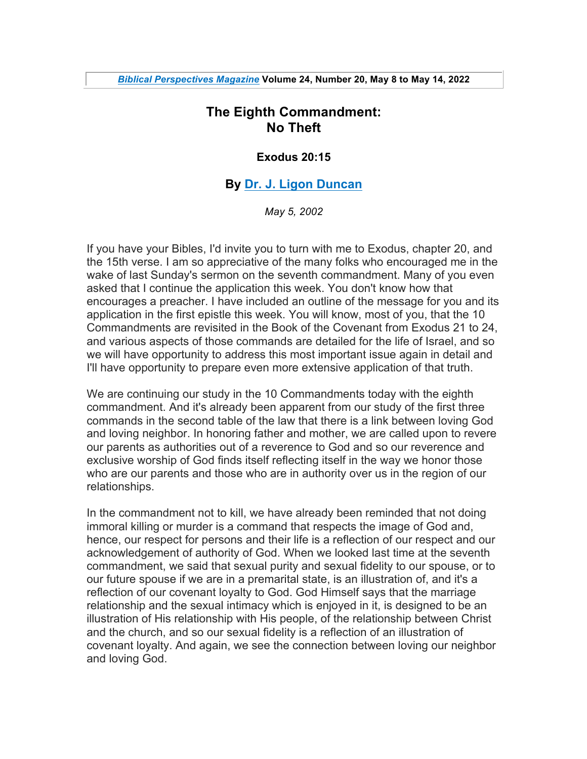*Biblical Perspectives Magazine* Volume 24, Number 20, May 8 to May 14, 2022

# The Eighth Commandment: No Theft

### Exodus 20:15

### By Dr. J. Ligon Duncan

*May 5, 2002*

If you have your Bibles, I'd invite you to turn with me to Exodus, chapter 20, and the 15th verse. I am so appreciative of the many folks who encouraged me in the wake of last Sunday's sermon on the seventh commandment. Many of you even asked that I continue the application this week. You don't know how that encourages a preacher. I have included an outline of the message for you and its application in the first epistle this week. You will know, most of you, that the 10 Commandments are revisited in the Book of the Covenant from Exodus 21 to 24, and various aspects of those commands are detailed for the life of Israel, and so we will have opportunity to address this most important issue again in detail and I'll have opportunity to prepare even more extensive application of that truth.

We are continuing our study in the 10 Commandments today with the eighth commandment. And it's already been apparent from our study of the first three commands in the second table of the law that there is a link between loving God and loving neighbor. In honoring father and mother, we are called upon to revere our parents as authorities out of a reverence to God and so our reverence and exclusive worship of God finds itself reflecting itself in the way we honor those who are our parents and those who are in authority over us in the region of our relationships.

In the commandment not to kill, we have already been reminded that not doing immoral killing or murder is a command that respects the image of God and, hence, our respect for persons and their life is a reflection of our respect and our acknowledgement of authority of God. When we looked last time at the seventh commandment, we said that sexual purity and sexual fidelity to our spouse, or to our future spouse if we are in a premarital state, is an illustration of, and it's a reflection of our covenant loyalty to God. God Himself says that the marriage relationship and the sexual intimacy which is enjoyed in it, is designed to be an illustration of His relationship with His people, of the relationship between Christ and the church, and so our sexual fidelity is a reflection of an illustration of covenant loyalty. And again, we see the connection between loving our neighbor and loving God.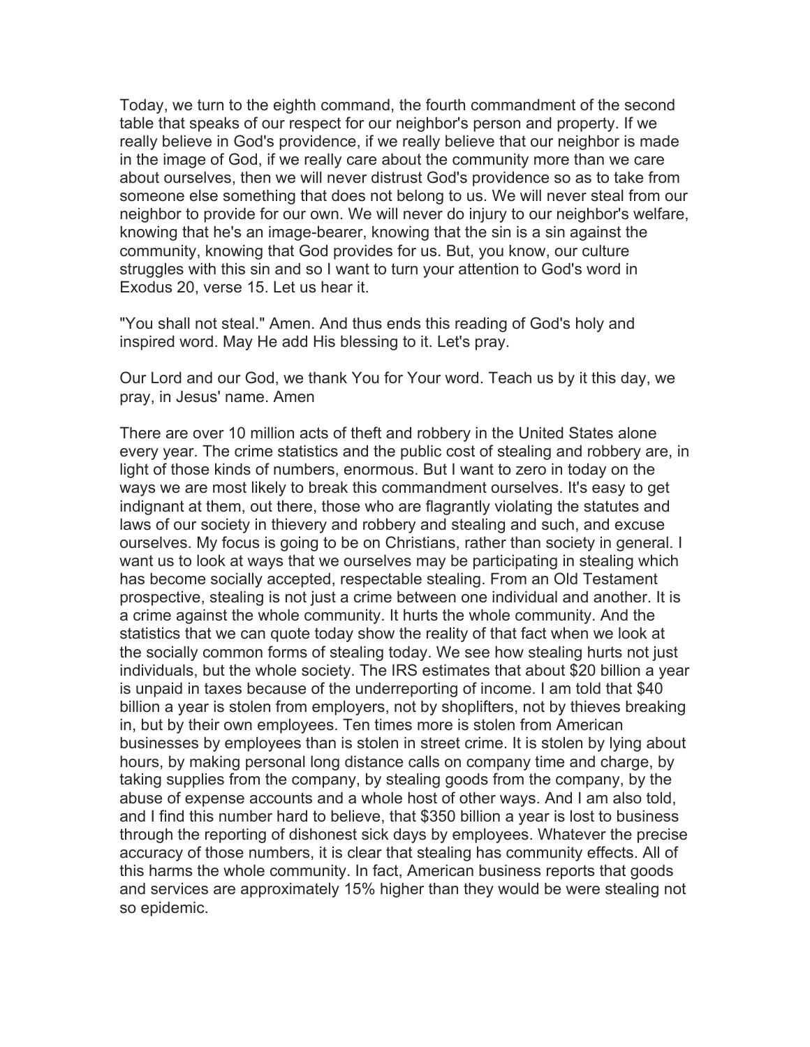Today, we turn to the eighth command, the fourth commandment of the second table that speaks of our respect for our neighbor's person and property. If we really believe in God's providence, if we really believe that our neighbor is made in the image of God, if we really care about the community more than we care about ourselves, then we will never distrust God's providence so as to take from someone else something that does not belong to us. We will never steal from our neighbor to provide for our own. We will never do injury to our neighbor's welfare, knowing that he's an image-bearer, knowing that the sin is a sin against the community, knowing that God provides for us. But, you know, our culture struggles with this sin and so I want to turn your attention to God's word in Exodus 20, verse 15. Let us hear it.

"You shall not steal." Amen. And thus ends this reading of God's holy and inspired word. May He add His blessing to it. Let's pray.

Our Lord and our God, we thank You for Your word. Teach us by it this day, we pray, in Jesus' name. Amen

There are over 10 million acts of theft and robbery in the United States alone every year. The crime statistics and the public cost of stealing and robbery are, in light of those kinds of numbers, enormous. But I want to zero in today on the ways we are most likely to break this commandment ourselves. It's easy to get indignant at them, out there, those who are flagrantly violating the statutes and laws of our society in thievery and robbery and stealing and such, and excuse ourselves. My focus is going to be on Christians, rather than society in general. I want us to look at ways that we ourselves may be participating in stealing which has become socially accepted, respectable stealing. From an Old Testament prospective, stealing is not just a crime between one individual and another. It is a crime against the whole community. It hurts the whole community. And the statistics that we can quote today show the reality of that fact when we look at the socially common forms of stealing today. We see how stealing hurts not just individuals, but the whole society. The IRS estimates that about $20 billion a year is unpaid in taxes because of the underreporting of income. I am told that $40 billion a year is stolen from employers, not by shoplifters, not by thieves breaking in, but by their own employees. Ten times more is stolen from American businesses by employees than is stolen in street crime. It is stolen by lying about hours, by making personal long distance calls on company time and charge, by taking supplies from the company, by stealing goods from the company, by the abuse of expense accounts and a whole host of other ways. And I am also told, and I find this number hard to believe, that $350 billion a year is lost to business through the reporting of dishonest sick days by employees. Whatever the precise accuracy of those numbers, it is clear that stealing has community effects. All of this harms the whole community. In fact, American business reports that goods and services are approximately 15% higher than they would be were stealing not so epidemic.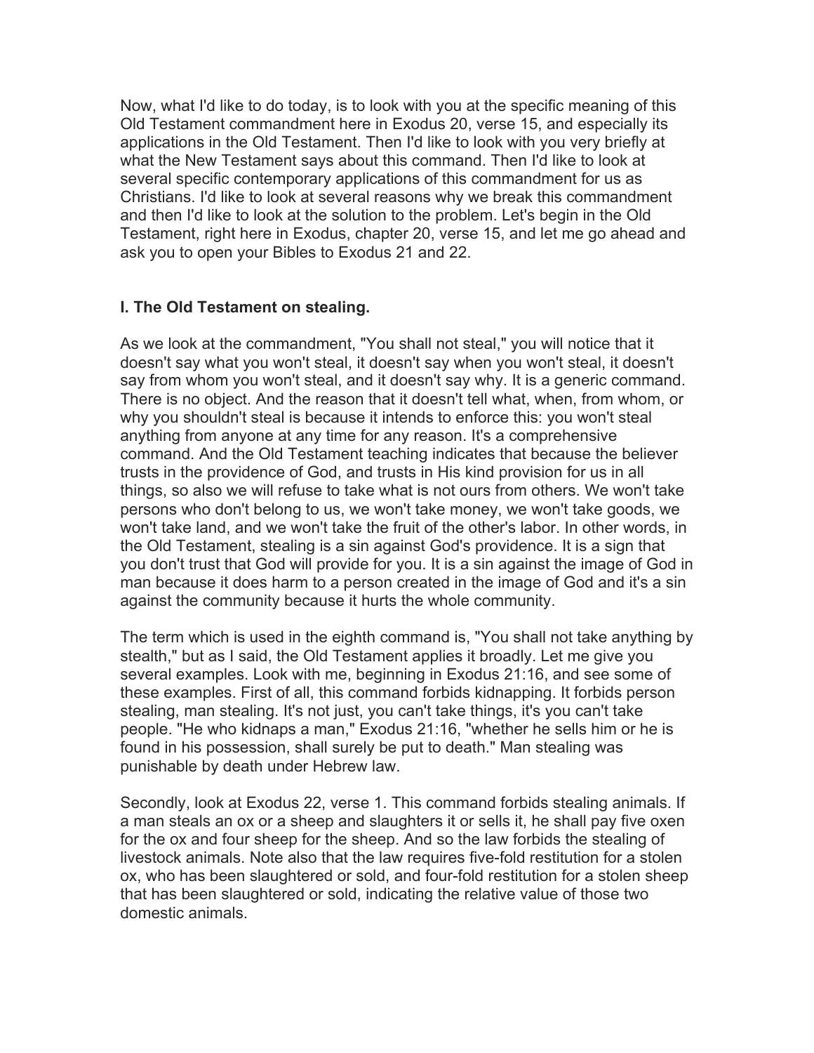Now, what I'd like to do today, is to look with you at the specific meaning of this Old Testament commandment here in Exodus 20, verse 15, and especially its applications in the Old Testament. Then I'd like to look with you very briefly at what the New Testament says about this command. Then I'd like to look at several specific contemporary applications of this commandment for us as Christians. I'd like to look at several reasons why we break this commandment and then I'd like to look at the solution to the problem. Let's begin in the Old Testament, right here in Exodus, chapter 20, verse 15, and let me go ahead and ask you to open your Bibles to Exodus 21 and 22.

**I. The Old Testament on stealing.**

As we look at the commandment, "You shall not steal," you will notice that it doesn't say what you won't steal, it doesn't say when you won't steal, it doesn't say from whom you won't steal, and it doesn't say why. It is a generic command. There is no object. And the reason that it doesn't tell what, when, from whom, or why you shouldn't steal is because it intends to enforce this: you won't steal anything from anyone at any time for any reason. It's a comprehensive command. And the Old Testament teaching indicates that because the believer trusts in the providence of God, and trusts in His kind provision for us in all things, so also we will refuse to take what is not ours from others. We won't take persons who don't belong to us, we won't take money, we won't take goods, we won't take land, and we won't take the fruit of the other's labor. In other words, in the Old Testament, stealing is a sin against God's providence. It is a sign that you don't trust that God will provide for you. It is a sin against the image of God in man because it does harm to a person created in the image of God and it's a sin against the community because it hurts the whole community.

The term which is used in the eighth command is, "You shall not take anything by stealth," but as I said, the Old Testament applies it broadly. Let me give you several examples. Look with me, beginning in Exodus 21:16, and see some of these examples. First of all, this command forbids kidnapping. It forbids person stealing, man stealing. It's not just, you can't take things, it's you can't take people. "He who kidnaps a man," Exodus 21:16, "whether he sells him or he is found in his possession, shall surely be put to death." Man stealing was punishable by death under Hebrew law.

Secondly, look at Exodus 22, verse 1. This command forbids stealing animals. If a man steals an ox or a sheep and slaughters it or sells it, he shall pay five oxen for the ox and four sheep for the sheep. And so the law forbids the stealing of livestock animals. Note also that the law requires five-fold restitution for a stolen ox, who has been slaughtered or sold, and four-fold restitution for a stolen sheep that has been slaughtered or sold, indicating the relative value of those two domestic animals.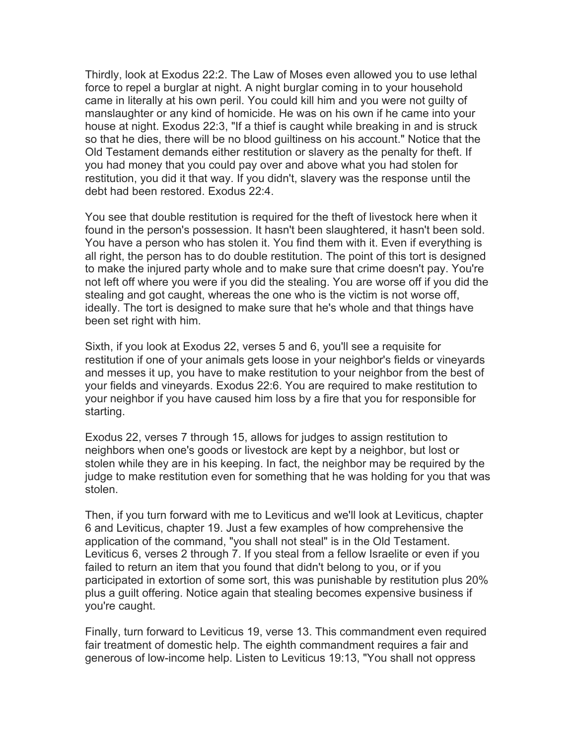Thirdly, look at Exodus 22:2. The Law of Moses even allowed you to use lethal force to repel a burglar at night. A night burglar coming in to your household came in literally at his own peril. You could kill him and you were not guilty of manslaughter or any kind of homicide. He was on his own if he came into your house at night. Exodus 22:3, "If a thief is caught while breaking in and is struck so that he dies, there will be no blood guiltiness on his account." Notice that the Old Testament demands either restitution or slavery as the penalty for theft. If you had money that you could pay over and above what you had stolen for restitution, you did it that way. If you didn't, slavery was the response until the debt had been restored. Exodus 22:4.

You see that double restitution is required for the theft of livestock here when it found in the person's possession. It hasn't been slaughtered, it hasn't been sold. You have a person who has stolen it. You find them with it. Even if everything is all right, the person has to do double restitution. The point of this tort is designed to make the injured party whole and to make sure that crime doesn't pay. You're not left off where you were if you did the stealing. You are worse off if you did the stealing and got caught, whereas the one who is the victim is not worse off, ideally. The tort is designed to make sure that he's whole and that things have been set right with him.

Sixth, if you look at Exodus 22, verses 5 and 6, you'll see a requisite for restitution if one of your animals gets loose in your neighbor's fields or vineyards and messes it up, you have to make restitution to your neighbor from the best of your fields and vineyards. Exodus 22:6. You are required to make restitution to your neighbor if you have caused him loss by a fire that you for responsible for starting.

Exodus 22, verses 7 through 15, allows for judges to assign restitution to neighbors when one's goods or livestock are kept by a neighbor, but lost or stolen while they are in his keeping. In fact, the neighbor may be required by the judge to make restitution even for something that he was holding for you that was stolen.

Then, if you turn forward with me to Leviticus and we'll look at Leviticus, chapter 6 and Leviticus, chapter 19. Just a few examples of how comprehensive the application of the command, "you shall not steal" is in the Old Testament. Leviticus 6, verses 2 through 7. If you steal from a fellow Israelite or even if you failed to return an item that you found that didn't belong to you, or if you participated in extortion of some sort, this was punishable by restitution plus 20% plus a guilt offering. Notice again that stealing becomes expensive business if you're caught.

Finally, turn forward to Leviticus 19, verse 13. This commandment even required fair treatment of domestic help. The eighth commandment requires a fair and generous of low-income help. Listen to Leviticus 19:13, "You shall not oppress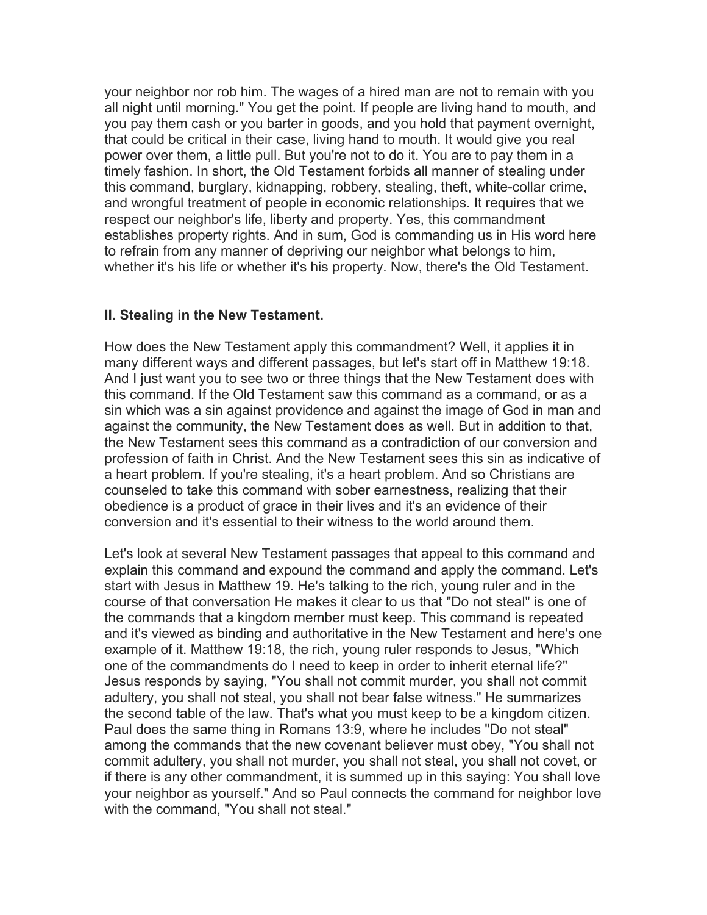your neighbor nor rob him. The wages of a hired man are not to remain with you all night until morning." You get the point. If people are living hand to mouth, and you pay them cash or you barter in goods, and you hold that payment overnight, that could be critical in their case, living hand to mouth. It would give you real power over them, a little pull. But you're not to do it. You are to pay them in a timely fashion. In short, the Old Testament forbids all manner of stealing under this command, burglary, kidnapping, robbery, stealing, theft, white-collar crime, and wrongful treatment of people in economic relationships. It requires that we respect our neighbor's life, liberty and property. Yes, this commandment establishes property rights. And in sum, God is commanding us in His word here to refrain from any manner of depriving our neighbor what belongs to him, whether it's his life or whether it's his property. Now, there's the Old Testament.

**II. Stealing in the New Testament.**

How does the New Testament apply this commandment? Well, it applies it in many different ways and different passages, but let's start off in Matthew 19:18. And I just want you to see two or three things that the New Testament does with this command. If the Old Testament saw this command as a command, or as a sin which was a sin against providence and against the image of God in man and against the community, the New Testament does as well. But in addition to that, the New Testament sees this command as a contradiction of our conversion and profession of faith in Christ. And the New Testament sees this sin as indicative of a heart problem. If you're stealing, it's a heart problem. And so Christians are counseled to take this command with sober earnestness, realizing that their obedience is a product of grace in their lives and it's an evidence of their conversion and it's essential to their witness to the world around them.

Let's look at several New Testament passages that appeal to this command and explain this command and expound the command and apply the command. Let's start with Jesus in Matthew 19. He's talking to the rich, young ruler and in the course of that conversation He makes it clear to us that "Do not steal" is one of the commands that a kingdom member must keep. This command is repeated and it's viewed as binding and authoritative in the New Testament and here's one example of it. Matthew 19:18, the rich, young ruler responds to Jesus, "Which one of the commandments do I need to keep in order to inherit eternal life?" Jesus responds by saying, "You shall not commit murder, you shall not commit adultery, you shall not steal, you shall not bear false witness." He summarizes the second table of the law. That's what you must keep to be a kingdom citizen. Paul does the same thing in Romans 13:9, where he includes "Do not steal" among the commands that the new covenant believer must obey, "You shall not commit adultery, you shall not murder, you shall not steal, you shall not covet, or if there is any other commandment, it is summed up in this saying: You shall love your neighbor as yourself." And so Paul connects the command for neighbor love with the command, "You shall not steal."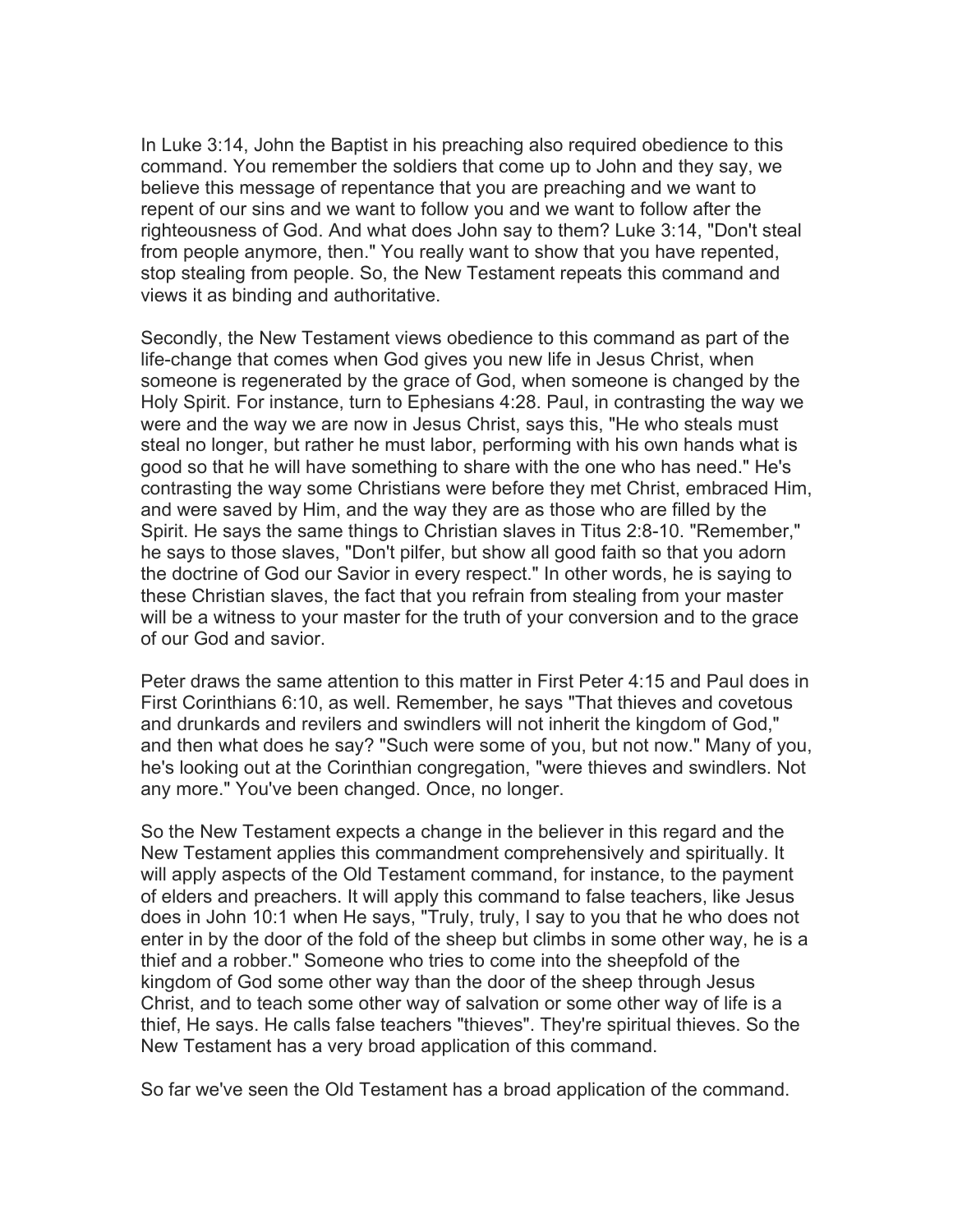In Luke 3:14, John the Baptist in his preaching also required obedience to this command. You remember the soldiers that come up to John and they say, we believe this message of repentance that you are preaching and we want to repent of our sins and we want to follow you and we want to follow after the righteousness of God. And what does John say to them? Luke 3:14, "Don't steal from people anymore, then." You really want to show that you have repented, stop stealing from people. So, the New Testament repeats this command and views it as binding and authoritative.

Secondly, the New Testament views obedience to this command as part of the life-change that comes when God gives you new life in Jesus Christ, when someone is regenerated by the grace of God, when someone is changed by the Holy Spirit. For instance, turn to Ephesians 4:28. Paul, in contrasting the way we were and the way we are now in Jesus Christ, says this, "He who steals must steal no longer, but rather he must labor, performing with his own hands what is good so that he will have something to share with the one who has need." He's contrasting the way some Christians were before they met Christ, embraced Him, and were saved by Him, and the way they are as those who are filled by the Spirit. He says the same things to Christian slaves in Titus 2:8-10. "Remember," he says to those slaves, "Don't pilfer, but show all good faith so that you adorn the doctrine of God our Savior in every respect." In other words, he is saying to these Christian slaves, the fact that you refrain from stealing from your master will be a witness to your master for the truth of your conversion and to the grace of our God and savior.

Peter draws the same attention to this matter in First Peter 4:15 and Paul does in First Corinthians 6:10, as well. Remember, he says "That thieves and covetous and drunkards and revilers and swindlers will not inherit the kingdom of God," and then what does he say? "Such were some of you, but not now." Many of you, he's looking out at the Corinthian congregation, "were thieves and swindlers. Not any more." You've been changed. Once, no longer.

So the New Testament expects a change in the believer in this regard and the New Testament applies this commandment comprehensively and spiritually. It will apply aspects of the Old Testament command, for instance, to the payment of elders and preachers. It will apply this command to false teachers, like Jesus does in John 10:1 when He says, "Truly, truly, I say to you that he who does not enter in by the door of the fold of the sheep but climbs in some other way, he is a thief and a robber." Someone who tries to come into the sheepfold of the kingdom of God some other way than the door of the sheep through Jesus Christ, and to teach some other way of salvation or some other way of life is a thief, He says. He calls false teachers "thieves". They're spiritual thieves. So the New Testament has a very broad application of this command.

So far we've seen the Old Testament has a broad application of the command.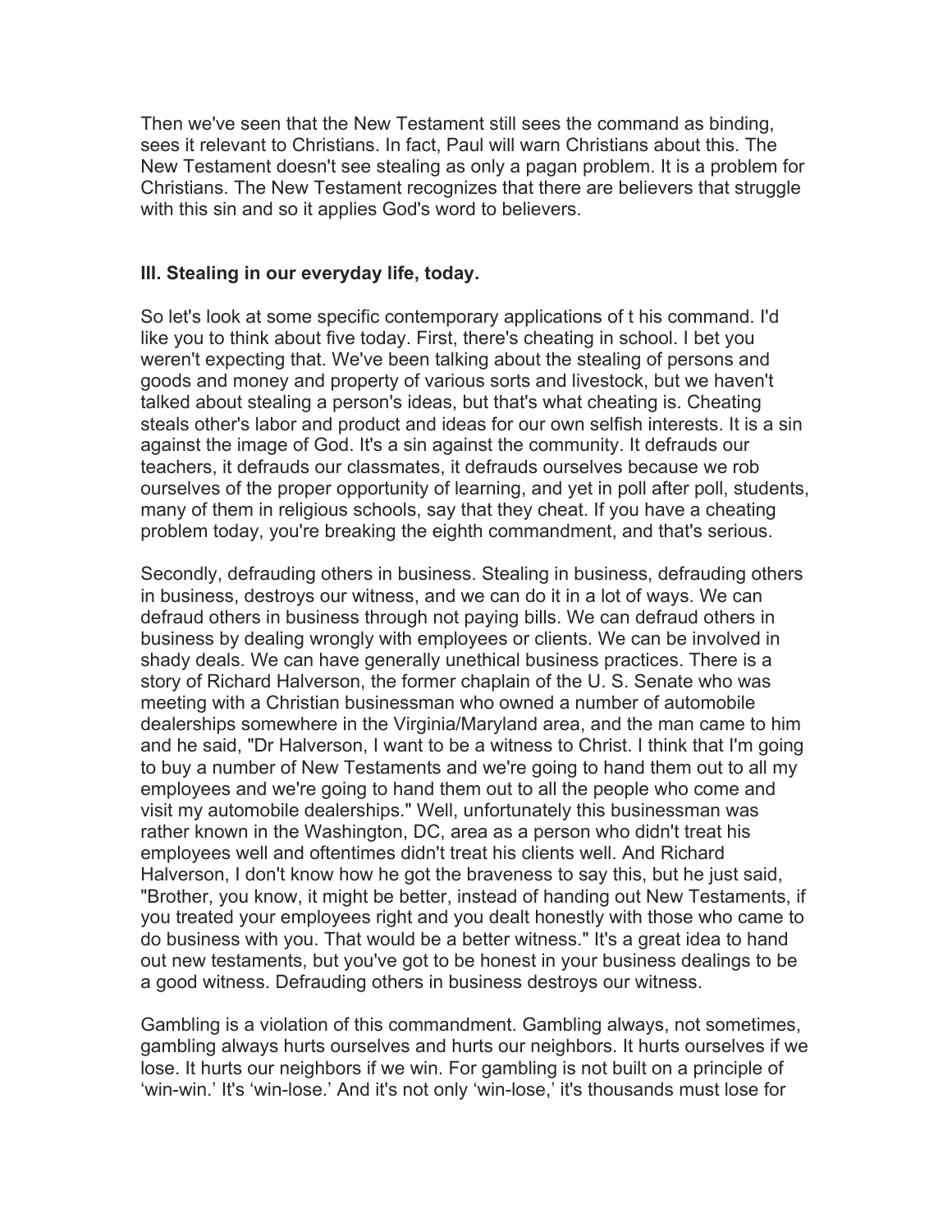Then we've seen that the New Testament still sees the command as binding, sees it relevant to Christians. In fact, Paul will warn Christians about this. The New Testament doesn't see stealing as only a pagan problem. It is a problem for Christians. The New Testament recognizes that there are believers that struggle with this sin and so it applies God's word to believers.

### III. Stealing in our everyday life, today.

So let's look at some specific contemporary applications of t his command. I'd like you to think about five today. First, there's cheating in school. I bet you weren't expecting that. We've been talking about the stealing of persons and goods and money and property of various sorts and livestock, but we haven't talked about stealing a person's ideas, but that's what cheating is. Cheating steals other's labor and product and ideas for our own selfish interests. It is a sin against the image of God. It's a sin against the community. It defrauds our teachers, it defrauds our classmates, it defrauds ourselves because we rob ourselves of the proper opportunity of learning, and yet in poll after poll, students, many of them in religious schools, say that they cheat. If you have a cheating problem today, you're breaking the eighth commandment, and that's serious.

Secondly, defrauding others in business. Stealing in business, defrauding others in business, destroys our witness, and we can do it in a lot of ways. We can defraud others in business through not paying bills. We can defraud others in business by dealing wrongly with employees or clients. We can be involved in shady deals. We can have generally unethical business practices. There is a story of Richard Halverson, the former chaplain of the U. S. Senate who was meeting with a Christian businessman who owned a number of automobile dealerships somewhere in the Virginia/Maryland area, and the man came to him and he said, "Dr Halverson, I want to be a witness to Christ. I think that I'm going to buy a number of New Testaments and we're going to hand them out to all my employees and we're going to hand them out to all the people who come and visit my automobile dealerships." Well, unfortunately this businessman was rather known in the Washington, DC, area as a person who didn't treat his employees well and oftentimes didn't treat his clients well. And Richard Halverson, I don't know how he got the braveness to say this, but he just said, "Brother, you know, it might be better, instead of handing out New Testaments, if you treated your employees right and you dealt honestly with those who came to do business with you. That would be a better witness." It's a great idea to hand out new testaments, but you've got to be honest in your business dealings to be a good witness. Defrauding others in business destroys our witness.

Gambling is a violation of this commandment. Gambling always, not sometimes, gambling always hurts ourselves and hurts our neighbors. It hurts ourselves if we lose. It hurts our neighbors if we win. For gambling is not built on a principle of 'win-win.' It's 'win-lose.' And it's not only 'win-lose,' it's thousands must lose for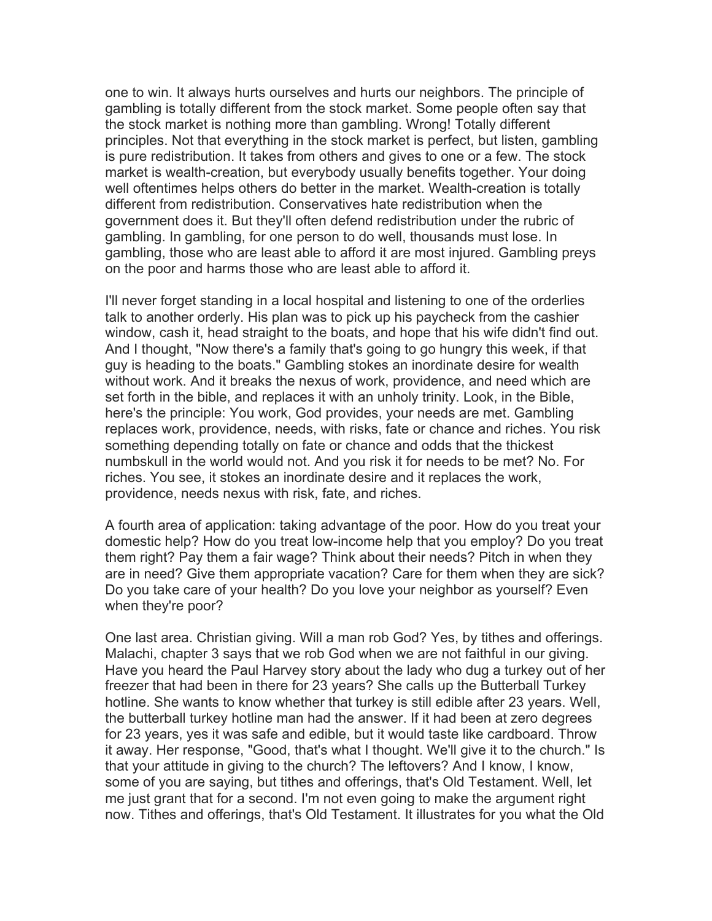one to win. It always hurts ourselves and hurts our neighbors. The principle of gambling is totally different from the stock market. Some people often say that the stock market is nothing more than gambling. Wrong! Totally different principles. Not that everything in the stock market is perfect, but listen, gambling is pure redistribution. It takes from others and gives to one or a few. The stock market is wealth-creation, but everybody usually benefits together. Your doing well oftentimes helps others do better in the market. Wealth-creation is totally different from redistribution. Conservatives hate redistribution when the government does it. But they'll often defend redistribution under the rubric of gambling. In gambling, for one person to do well, thousands must lose. In gambling, those who are least able to afford it are most injured. Gambling preys on the poor and harms those who are least able to afford it.

I'll never forget standing in a local hospital and listening to one of the orderlies talk to another orderly. His plan was to pick up his paycheck from the cashier window, cash it, head straight to the boats, and hope that his wife didn't find out. And I thought, "Now there's a family that's going to go hungry this week, if that guy is heading to the boats." Gambling stokes an inordinate desire for wealth without work. And it breaks the nexus of work, providence, and need which are set forth in the bible, and replaces it with an unholy trinity. Look, in the Bible, here's the principle: You work, God provides, your needs are met. Gambling replaces work, providence, needs, with risks, fate or chance and riches. You risk something depending totally on fate or chance and odds that the thickest numbskull in the world would not. And you risk it for needs to be met? No. For riches. You see, it stokes an inordinate desire and it replaces the work, providence, needs nexus with risk, fate, and riches.

A fourth area of application: taking advantage of the poor. How do you treat your domestic help? How do you treat low-income help that you employ? Do you treat them right? Pay them a fair wage? Think about their needs? Pitch in when they are in need? Give them appropriate vacation? Care for them when they are sick? Do you take care of your health? Do you love your neighbor as yourself? Even when they're poor?

One last area. Christian giving. Will a man rob God? Yes, by tithes and offerings. Malachi, chapter 3 says that we rob God when we are not faithful in our giving. Have you heard the Paul Harvey story about the lady who dug a turkey out of her freezer that had been in there for 23 years? She calls up the Butterball Turkey hotline. She wants to know whether that turkey is still edible after 23 years. Well, the butterball turkey hotline man had the answer. If it had been at zero degrees for 23 years, yes it was safe and edible, but it would taste like cardboard. Throw it away. Her response, "Good, that's what I thought. We'll give it to the church." Is that your attitude in giving to the church? The leftovers? And I know, I know, some of you are saying, but tithes and offerings, that's Old Testament. Well, let me just grant that for a second. I'm not even going to make the argument right now. Tithes and offerings, that's Old Testament. It illustrates for you what the Old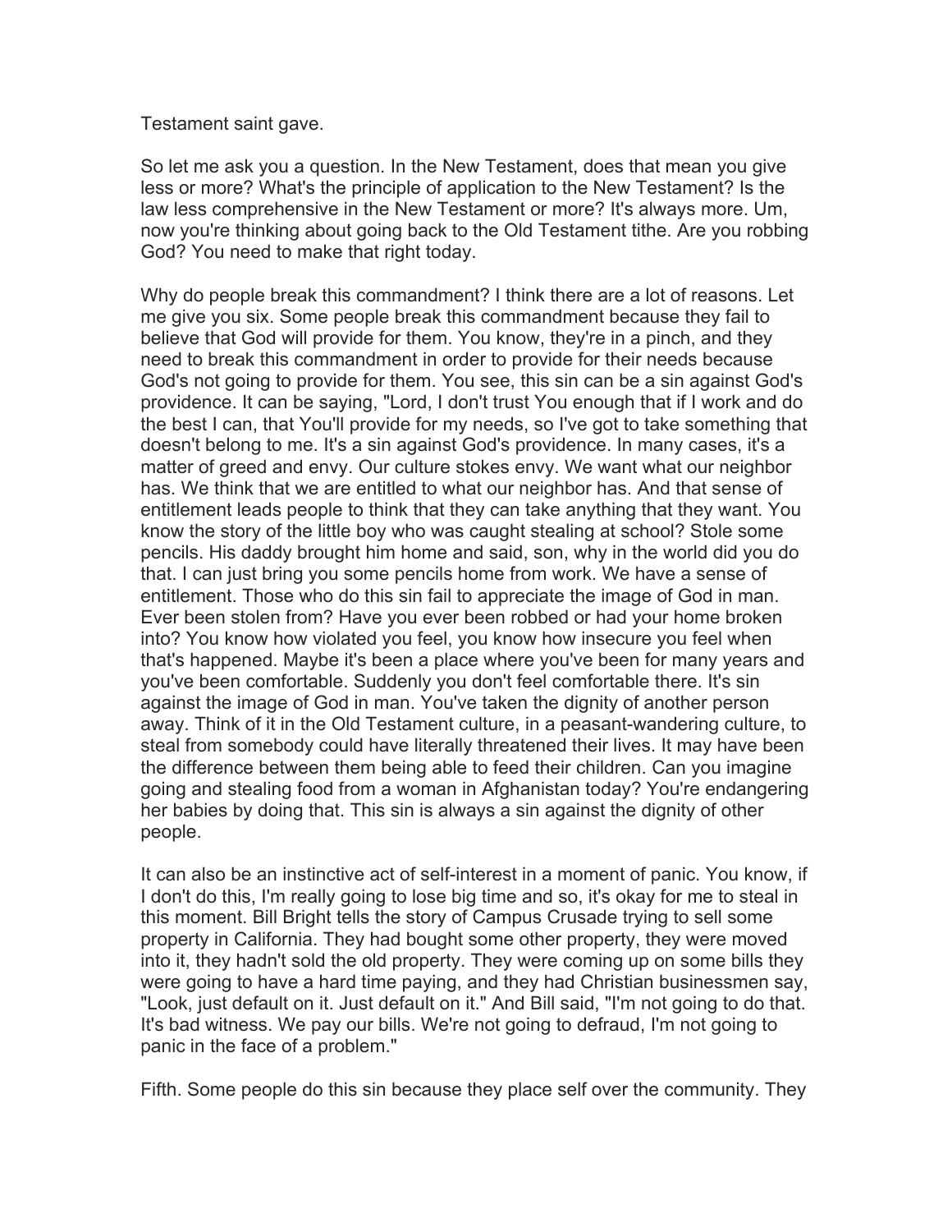Testament saint gave.

So let me ask you a question. In the New Testament, does that mean you give less or more? What's the principle of application to the New Testament? Is the law less comprehensive in the New Testament or more? It's always more. Um, now you're thinking about going back to the Old Testament tithe. Are you robbing God? You need to make that right today.

Why do people break this commandment? I think there are a lot of reasons. Let me give you six. Some people break this commandment because they fail to believe that God will provide for them. You know, they're in a pinch, and they need to break this commandment in order to provide for their needs because God's not going to provide for them. You see, this sin can be a sin against God's providence. It can be saying, "Lord, I don't trust You enough that if I work and do the best I can, that You'll provide for my needs, so I've got to take something that doesn't belong to me. It's a sin against God's providence. In many cases, it's a matter of greed and envy. Our culture stokes envy. We want what our neighbor has. We think that we are entitled to what our neighbor has. And that sense of entitlement leads people to think that they can take anything that they want. You know the story of the little boy who was caught stealing at school? Stole some pencils. His daddy brought him home and said, son, why in the world did you do that. I can just bring you some pencils home from work. We have a sense of entitlement. Those who do this sin fail to appreciate the image of God in man. Ever been stolen from? Have you ever been robbed or had your home broken into? You know how violated you feel, you know how insecure you feel when that's happened. Maybe it's been a place where you've been for many years and you've been comfortable. Suddenly you don't feel comfortable there. It's sin against the image of God in man. You've taken the dignity of another person away. Think of it in the Old Testament culture, in a peasant-wandering culture, to steal from somebody could have literally threatened their lives. It may have been the difference between them being able to feed their children. Can you imagine going and stealing food from a woman in Afghanistan today? You're endangering her babies by doing that. This sin is always a sin against the dignity of other people.

It can also be an instinctive act of self-interest in a moment of panic. You know, if I don't do this, I'm really going to lose big time and so, it's okay for me to steal in this moment. Bill Bright tells the story of Campus Crusade trying to sell some property in California. They had bought some other property, they were moved into it, they hadn't sold the old property. They were coming up on some bills they were going to have a hard time paying, and they had Christian businessmen say, "Look, just default on it. Just default on it." And Bill said, "I'm not going to do that. It's bad witness. We pay our bills. We're not going to defraud, I'm not going to panic in the face of a problem."

Fifth. Some people do this sin because they place self over the community. They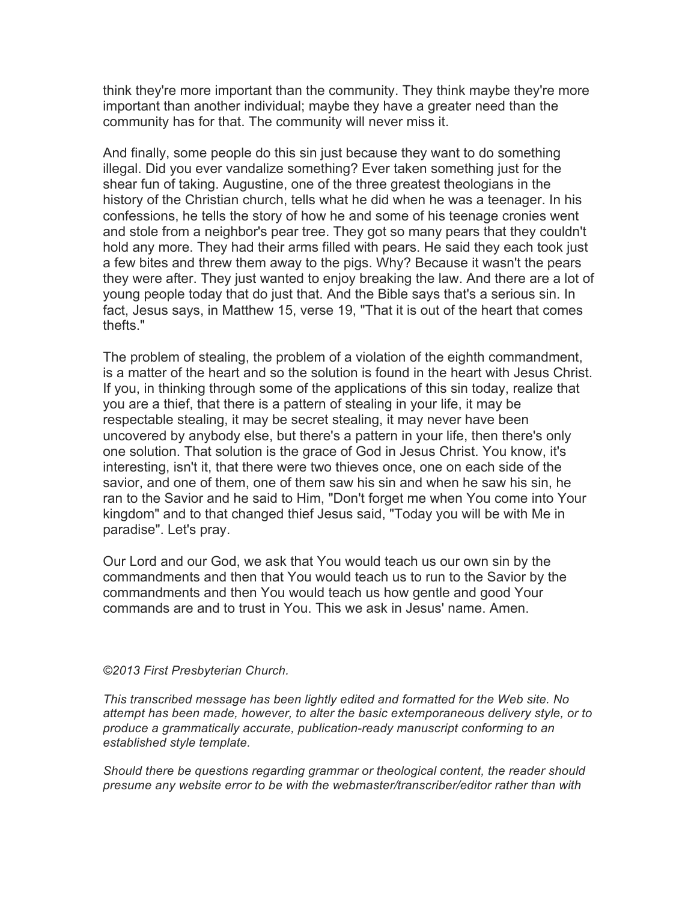think they're more important than the community. They think maybe they're more important than another individual; maybe they have a greater need than the community has for that. The community will never miss it.

And finally, some people do this sin just because they want to do something illegal. Did you ever vandalize something? Ever taken something just for the shear fun of taking. Augustine, one of the three greatest theologians in the history of the Christian church, tells what he did when he was a teenager. In his confessions, he tells the story of how he and some of his teenage cronies went and stole from a neighbor's pear tree. They got so many pears that they couldn't hold any more. They had their arms filled with pears. He said they each took just a few bites and threw them away to the pigs. Why? Because it wasn't the pears they were after. They just wanted to enjoy breaking the law. And there are a lot of young people today that do just that. And the Bible says that's a serious sin. In fact, Jesus says, in Matthew 15, verse 19, "That it is out of the heart that comes thefts."

The problem of stealing, the problem of a violation of the eighth commandment, is a matter of the heart and so the solution is found in the heart with Jesus Christ. If you, in thinking through some of the applications of this sin today, realize that you are a thief, that there is a pattern of stealing in your life, it may be respectable stealing, it may be secret stealing, it may never have been uncovered by anybody else, but there's a pattern in your life, then there's only one solution. That solution is the grace of God in Jesus Christ. You know, it's interesting, isn't it, that there were two thieves once, one on each side of the savior, and one of them, one of them saw his sin and when he saw his sin, he ran to the Savior and he said to Him, "Don't forget me when You come into Your kingdom" and to that changed thief Jesus said, "Today you will be with Me in paradise". Let's pray.

Our Lord and our God, we ask that You would teach us our own sin by the commandments and then that You would teach us to run to the Savior by the commandments and then You would teach us how gentle and good Your commands are and to trust in You. This we ask in Jesus' name. Amen.

*©2013 First Presbyterian Church.*

*This transcribed message has been lightly edited and formatted for the Web site. No attempt has been made, however, to alter the basic extemporaneous delivery style, or to produce a grammatically accurate, publication-ready manuscript conforming to an established style template.*

*Should there be questions regarding grammar or theological content, the reader should presume any website error to be with the webmaster/transcriber/editor rather than with*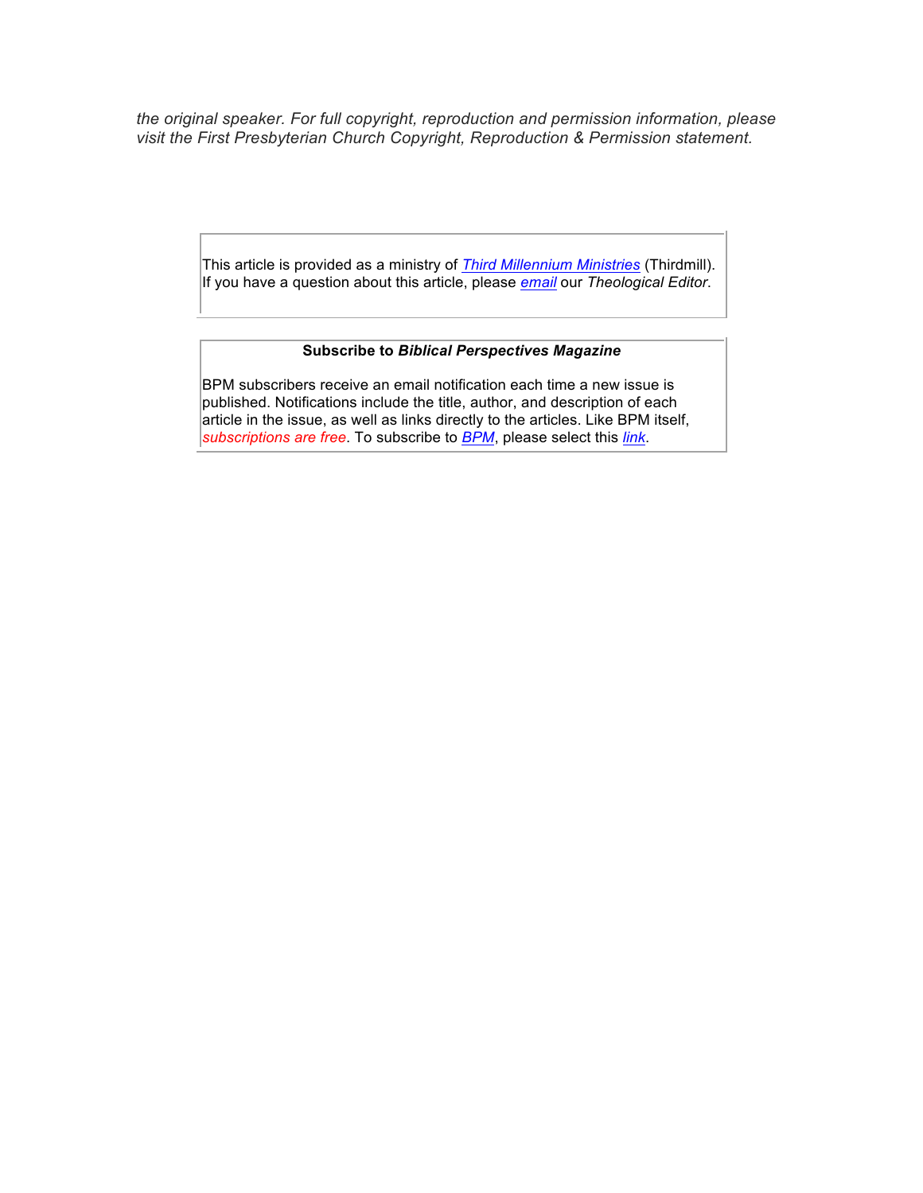*the original speaker. For full copyright, reproduction and permission information, please visit the First Presbyterian Church Copyright, Reproduction & Permission statement.*

This article is provided as a ministry of *Third Millennium Ministries* (Thirdmill). If you have a question about this article, please *email* our *Theological Editor*.

**Subscribe to *Biblical Perspectives Magazine***

BPM subscribers receive an email notification each time a new issue is published. Notifications include the title, author, and description of each article in the issue, as well as links directly to the articles. Like BPM itself, *subscriptions are free*. To subscribe to *BPM*, please select this *link*.